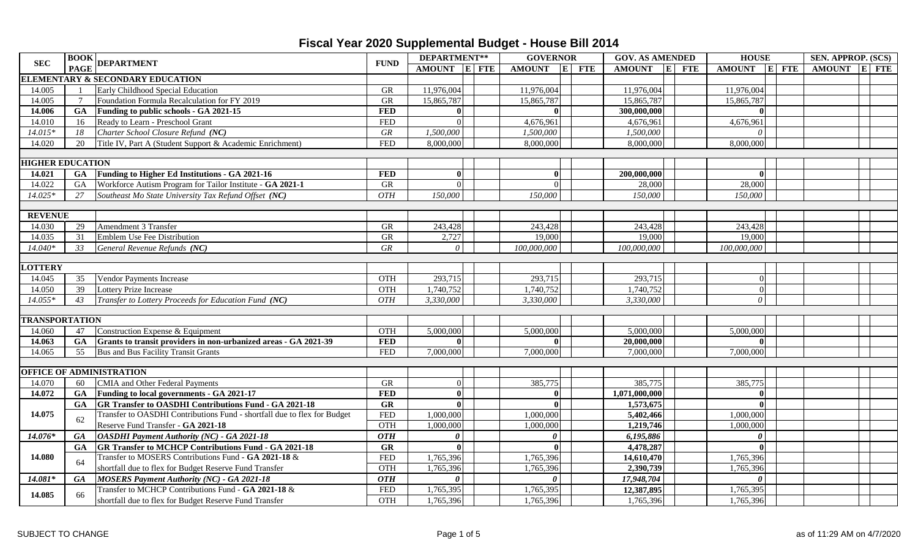# Fiscal Year 2020 Supplemental Budget - House Bill 2014

| SEC | BOOK PAGE | DEPARTMENT | FUND | DEPARTMENT** | | | GOVERNOR | | | GOV. AS AMENDED | | | HOUSE | | | SEN. APPROP. (SCS) | | |
|---|---|---|---|---|---|---|---|---|---|---|---|---|---|---|---|---|---|---|
| | | | | AMOUNT | E | FTE | AMOUNT | E | FTE | AMOUNT | E | FTE | AMOUNT | E | FTE | AMOUNT | E | FTE |
| **ELEMENTARY & SECONDARY EDUCATION** | | | | | | | | | | | | | | | | | | |
| 14.005 | 1 | Early Childhood Special Education | GR | 11,976,004 | | | 11,976,004 | | | 11,976,004 | | | 11,976,004 | | | | | |
| 14.005 | 7 | Foundation Formula Recalculation for FY 2019 | GR | 15,865,787 | | | 15,865,787 | | | 15,865,787 | | | 15,865,787 | | | | | |
| **14.006** | **GA** | **Funding to public schools - GA 2021-15** | **FED** | **0** | | | **0** | | | **300,000,000** | | | **0** | | | | | |
| 14.010 | 16 | Ready to Learn - Preschool Grant | FED | 0 | | | 4,676,961 | | | 4,676,961 | | | 4,676,961 | | | | | |
| *14.015** | *18* | *Charter School Closure Refund (NC)* | *GR* | *1,500,000* | | | *1,500,000* | | | *1,500,000* | | | *0* | | | | | |
| 14.020 | 20 | Title IV, Part A (Student Support & Academic Enrichment) | FED | 8,000,000 | | | 8,000,000 | | | 8,000,000 | | | 8,000,000 | | | | | |
| **HIGHER EDUCATION** | | | | | | | | | | | | | | | | | | |
| **14.021** | **GA** | **Funding to Higher Ed Institutions - GA 2021-16** | **FED** | **0** | | | **0** | | | **200,000,000** | | | **0** | | | | | |
| 14.022 | GA | Workforce Autism Program for Tailor Institute - **GA 2021-1** | GR | 0 | | | 0 | | | 28,000 | | | 28,000 | | | | | |
| *14.025** | *27* | *Southeast Mo State University Tax Refund Offset (NC)* | *OTH* | *150,000* | | | *150,000* | | | *150,000* | | | *150,000* | | | | | |
| **REVENUE** | | | | | | | | | | | | | | | | | | |
| 14.030 | 29 | Amendment 3 Transfer | GR | 243,428 | | | 243,428 | | | 243,428 | | | 243,428 | | | | | |
| 14.035 | 31 | Emblem Use Fee Distribution | GR | 2,727 | | | 19,000 | | | 19,000 | | | 19,000 | | | | | |
| *14.040** | *33* | *General Revenue Refunds (NC)* | *GR* | *0* | | | *100,000,000* | | | *100,000,000* | | | *100,000,000* | | | | | |
| **LOTTERY** | | | | | | | | | | | | | | | | | | |
| 14.045 | 35 | Vendor Payments Increase | OTH | 293,715 | | | 293,715 | | | 293,715 | | | 0 | | | | | |
| 14.050 | 39 | Lottery Prize Increase | OTH | 1,740,752 | | | 1,740,752 | | | 1,740,752 | | | 0 | | | | | |
| *14.055** | *43* | *Transfer to Lottery Proceeds for Education Fund (NC)* | *OTH* | *3,330,000* | | | *3,330,000* | | | *3,330,000* | | | *0* | | | | | |
| **TRANSPORTATION** | | | | | | | | | | | | | | | | | | |
| 14.060 | 47 | Construction Expense & Equipment | OTH | 5,000,000 | | | 5,000,000 | | | 5,000,000 | | | 5,000,000 | | | | | |
| **14.063** | **GA** | **Grants to transit providers in non-urbanized areas - GA 2021-39** | **FED** | **0** | | | **0** | | | **20,000,000** | | | **0** | | | | | |
| 14.065 | 55 | Bus and Bus Facility Transit Grants | FED | 7,000,000 | | | 7,000,000 | | | 7,000,000 | | | 7,000,000 | | | | | |
| **OFFICE OF ADMINISTRATION** | | | | | | | | | | | | | | | | | | |
| 14.070 | 60 | CMIA and Other Federal Payments | GR | 0 | | | 385,775 | | | 385,775 | | | 385,775 | | | | | |
| **14.072** | **GA** | **Funding to local governments - GA 2021-17** | **FED** | **0** | | | **0** | | | **1,071,000,000** | | | **0** | | | | | |
| **14.075** | **GA** | **GR Transfer to OASDHI Contributions Fund - GA 2021-18** | **GR** | **0** | | | **0** | | | **1,573,675** | | | **0** | | | | | |
| | 62 | Transfer to OASDHI Contributions Fund - shortfall due to flex for Budget | FED | 1,000,000 | | | 1,000,000 | | | **5,402,466** | | | 1,000,000 | | | | | |
| | | Reserve Fund Transfer - **GA 2021-18** | OTH | 1,000,000 | | | 1,000,000 | | | **1,219,746** | | | 1,000,000 | | | | | |
| ***14.076**** | ***GA*** | ***OASDHI Payment Authority (NC) - GA 2021-18*** | ***OTH*** | ***0*** | | | ***0*** | | | ***6,195,886*** | | | ***0*** | | | | | |
| **14.080** | **GA** | **GR Transfer to MCHCP Contributions Fund - GA 2021-18** | **GR** | **0** | | | **0** | | | **4,478,287** | | | **0** | | | | | |
| | 64 | Transfer to MOSERS Contributions Fund - **GA 2021-18** & | FED | 1,765,396 | | | 1,765,396 | | | **14,610,470** | | | 1,765,396 | | | | | |
| | | shortfall due to flex for Budget Reserve Fund Transfer | OTH | 1,765,396 | | | 1,765,396 | | | **2,390,739** | | | 1,765,396 | | | | | |
| ***14.081**** | ***GA*** | ***MOSERS Payment Authority (NC) - GA 2021-18*** | ***OTH*** | ***0*** | | | ***0*** | | | ***17,948,704*** | | | ***0*** | | | | | |
| **14.085** | 66 | Transfer to MCHCP Contributions Fund - **GA 2021-18** & | FED | 1,765,395 | | | 1,765,395 | | | **12,387,895** | | | 1,765,395 | | | | | |
| | | shortfall due to flex for Budget Reserve Fund Transfer | OTH | 1,765,396 | | | 1,765,396 | | | 1,765,396 | | | 1,765,396 | | | | | |

SUBJECT TO CHANGE

as of 11:29 AM on 4/7/2020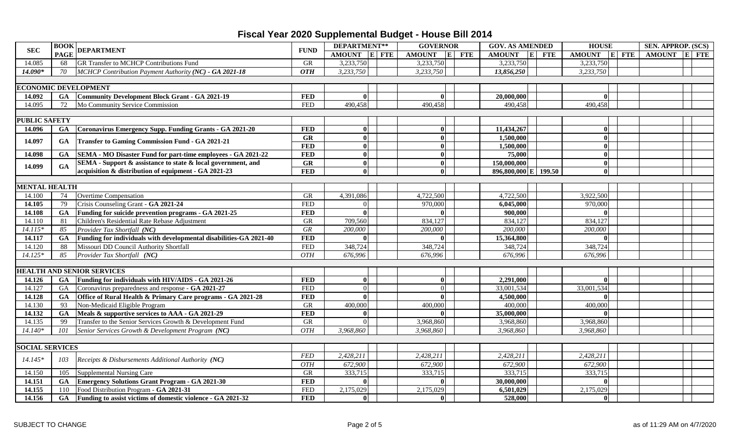# Fiscal Year 2020 Supplemental Budget - House Bill 2014

| SEC | BOOK PAGE | DEPARTMENT | FUND | DEPARTMENT** | | | GOVERNOR | | | GOV. AS AMENDED | | | HOUSE | | | SEN. APPROP. (SCS) | | |
|---|---|---|---|---|---|---|---|---|---|---|---|---|---|---|---|---|---|---|
| | | | | AMOUNT | E | FTE | AMOUNT | E | FTE | AMOUNT | E | FTE | AMOUNT | E | FTE | AMOUNT | E | FTE |
| 14.085 | 68 | GR Transfer to MCHCP Contributions Fund | GR | 3,233,750 | | | 3,233,750 | | | 3,233,750 | | | 3,233,750 | | | | | |
| ***14.090**** | *70* | *MCHCP Contribution Payment Authority (NC) - **GA 2021-18*** | ***OTH*** | *3,233,750* | | | *3,233,750* | | | ***13,856,250*** | | | *3,233,750* | | | | | |
| **ECONOMIC DEVELOPMENT** | | | | | | | | | | | | | | | | | | |
| **14.092** | **GA** | **Community Development Block Grant - GA 2021-19** | **FED** | **0** | | | **0** | | | **20,000,000** | | | **0** | | | | | |
| 14.095 | 72 | Mo Community Service Commission | FED | 490,458 | | | 490,458 | | | 490,458 | | | 490,458 | | | | | |
| **PUBLIC SAFETY** | | | | | | | | | | | | | | | | | | |
| **14.096** | **GA** | **Coronavirus Emergency Supp. Funding Grants - GA 2021-20** | **FED** | **0** | | | **0** | | | **11,434,267** | | | **0** | | | | | |
| **14.097** | **GA** | **Transfer to Gaming Commission Fund - GA 2021-21** | **GR** | **0** | | | **0** | | | **1,500,000** | | | **0** | | | | | |
| | | | **FED** | **0** | | | **0** | | | **1,500,000** | | | **0** | | | | | |
| **14.098** | **GA** | **SEMA - MO Disaster Fund for part-time employees - GA 2021-22** | **FED** | **0** | | | **0** | | | **75,000** | | | **0** | | | | | |
| **14.099** | **GA** | **SEMA - Support & assistance to state & local government, and acquisition & distribution of equipment - GA 2021-23** | **GR** | **0** | | | **0** | | | **150,000,000** | | | **0** | | | | | |
| | | | **FED** | **0** | | | **0** | | | **896,800,000** | **E** | **199.50** | **0** | | | | | |
| **MENTAL HEALTH** | | | | | | | | | | | | | | | | | | |
| 14.100 | 74 | Overtime Compensation | GR | 4,391,086 | | | 4,722,500 | | | 4,722,500 | | | 3,922,500 | | | | | |
| **14.105** | 79 | Crisis Counseling Grant - **GA 2021-24** | FED | 0 | | | 970,000 | | | **6,045,000** | | | 970,000 | | | | | |
| **14.108** | **GA** | **Funding for suicide prevention programs - GA 2021-25** | **FED** | **0** | | | **0** | | | **900,000** | | | **0** | | | | | |
| 14.110 | 81 | Children's Residential Rate Rebase Adjustment | GR | 709,560 | | | 834,127 | | | 834,127 | | | 834,127 | | | | | |
| *14.115** | *85* | *Provider Tax Shortfall (NC)* | *GR* | *200,000* | | | *200,000* | | | *200,000* | | | *200,000* | | | | | |
| **14.117** | **GA** | **Funding for individuals with developmental disabilities-GA 2021-40** | **FED** | **0** | | | **0** | | | **15,364,800** | | | **0** | | | | | |
| 14.120 | 88 | Missouri DD Council Authority Shortfall | FED | 348,724 | | | 348,724 | | | 348,724 | | | 348,724 | | | | | |
| *14.125** | *85* | *Provider Tax Shortfall (NC)* | *OTH* | *676,996* | | | *676,996* | | | *676,996* | | | *676,996* | | | | | |
| **HEALTH AND SENIOR SERVICES** | | | | | | | | | | | | | | | | | | |
| **14.126** | **GA** | **Funding for individuals with HIV/AIDS - GA 2021-26** | **FED** | **0** | | | **0** | | | **2,291,000** | | | **0** | | | | | |
| 14.127 | GA | Coronavirus preparedness and response - **GA 2021-27** | FED | 0 | | | 0 | | | 33,001,534 | | | 33,001,534 | | | | | |
| **14.128** | **GA** | **Office of Rural Health & Primary Care programs - GA 2021-28** | **FED** | **0** | | | **0** | | | **4,500,000** | | | **0** | | | | | |
| 14.130 | 93 | Non-Medicaid Eligible Program | GR | 400,000 | | | 400,000 | | | 400,000 | | | 400,000 | | | | | |
| **14.132** | **GA** | **Meals & supportive services to AAA - GA 2021-29** | **FED** | **0** | | | **0** | | | **35,000,000** | | | **0** | | | | | |
| 14.135 | 99 | Transfer to the Senior Services Growth & Development Fund | GR | 0 | | | 3,968,860 | | | 3,968,860 | | | 3,968,860 | | | | | |
| *14.140** | *101* | *Senior Services Growth & Development Program (NC)* | *OTH* | *3,968,860* | | | *3,968,860* | | | *3,968,860* | | | *3,968,860* | | | | | |
| **SOCIAL SERVICES** | | | | | | | | | | | | | | | | | | |
| *14.145** | *103* | *Receipts & Disbursements Additional Authority (NC)* | *FED* | *2,428,211* | | | *2,428,211* | | | *2,428,211* | | | *2,428,211* | | | | | |
| | | | *OTH* | *672,900* | | | *672,900* | | | *672,900* | | | *672,900* | | | | | |
| 14.150 | 105 | Supplemental Nursing Care | GR | 333,715 | | | 333,715 | | | 333,715 | | | 333,715 | | | | | |
| **14.151** | **GA** | **Emergency Solutions Grant Program - GA 2021-30** | **FED** | **0** | | | **0** | | | **30,000,000** | | | **0** | | | | | |
| **14.155** | 110 | Food Distribution Program - **GA 2021-31** | FED | 2,175,029 | | | 2,175,029 | | | **6,501,029** | | | 2,175,029 | | | | | |
| **14.156** | **GA** | **Funding to assist victims of domestic violence - GA 2021-32** | **FED** | **0** | | | **0** | | | **528,000** | | | **0** | | | | | |

SUBJECT TO CHANGE

as of 11:29 AM on 4/7/2020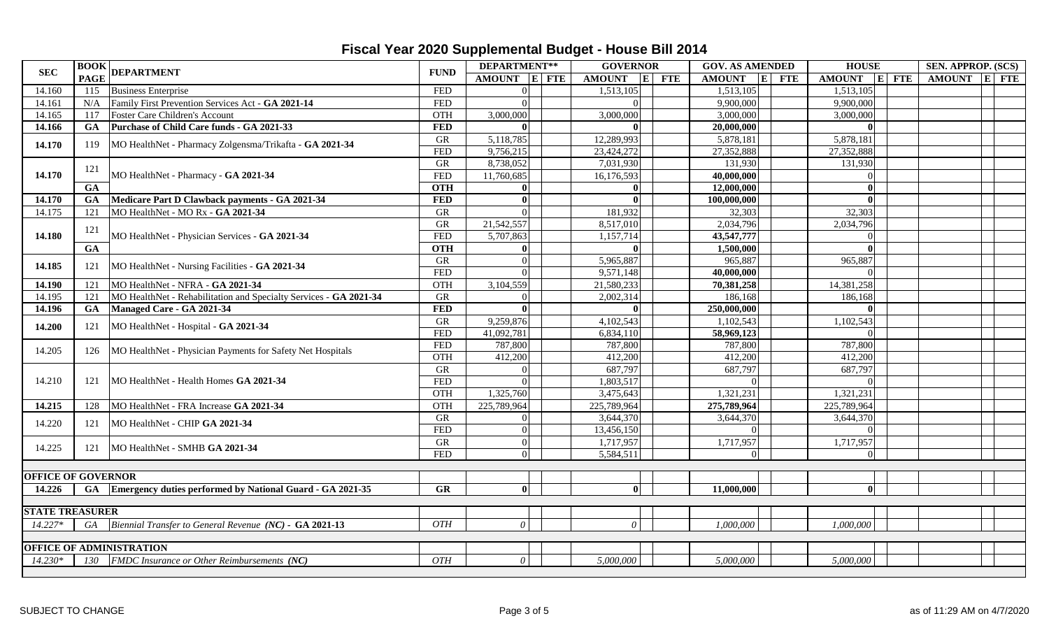# Fiscal Year 2020 Supplemental Budget - House Bill 2014

| SEC | BOOK PAGE | DEPARTMENT | FUND | DEPARTMENT** | | | GOVERNOR | | | GOV. AS AMENDED | | | HOUSE | | | SEN. APPROP. (SCS) | | |
|---|---|---|---|---|---|---|---|---|---|---|---|---|---|---|---|---|---|---|
| | | | | AMOUNT | E | FTE | AMOUNT | E | FTE | AMOUNT | E | FTE | AMOUNT | E | FTE | AMOUNT | E | FTE |
| 14.160 | 115 | Business Enterprise | FED | 0 | | | 1,513,105 | | | 1,513,105 | | | 1,513,105 | | | | | |
| 14.161 | N/A | Family First Prevention Services Act - **GA 2021-14** | FED | 0 | | | 0 | | | 9,900,000 | | | 9,900,000 | | | | | |
| 14.165 | 117 | Foster Care Children's Account | OTH | 3,000,000 | | | 3,000,000 | | | 3,000,000 | | | 3,000,000 | | | | | |
| **14.166** | **GA** | **Purchase of Child Care funds - GA 2021-33** | **FED** | **0** | | | **0** | | | **20,000,000** | | | **0** | | | | | |
| 14.170 | 119 | MO HealthNet - Pharmacy Zolgensma/Trikafta - **GA 2021-34** | GR | 5,118,785 | | | 12,289,993 | | | 5,878,181 | | | 5,878,181 | | | | | |
| | | | FED | 9,756,215 | | | 23,424,272 | | | 27,352,888 | | | 27,352,888 | | | | | |
| 14.170 | 121 | MO HealthNet - Pharmacy - **GA 2021-34** | GR | 8,738,052 | | | 7,031,930 | | | 131,930 | | | 131,930 | | | | | |
| | | | FED | 11,760,685 | | | 16,176,593 | | | **40,000,000** | | | 0 | | | | | |
| | **GA** | | **OTH** | **0** | | | **0** | | | **12,000,000** | | | **0** | | | | | |
| **14.170** | **GA** | **Medicare Part D Clawback payments - GA 2021-34** | **FED** | **0** | | | **0** | | | **100,000,000** | | | **0** | | | | | |
| 14.175 | 121 | MO HealthNet - MO Rx - **GA 2021-34** | GR | 0 | | | 181,932 | | | 32,303 | | | 32,303 | | | | | |
| 14.180 | 121 | MO HealthNet - Physician Services - **GA 2021-34** | GR | 21,542,557 | | | 8,517,010 | | | 2,034,796 | | | 2,034,796 | | | | | |
| | | | FED | 5,707,863 | | | 1,157,714 | | | **43,547,777** | | | 0 | | | | | |
| | **GA** | | **OTH** | **0** | | | **0** | | | **1,500,000** | | | **0** | | | | | |
| 14.185 | 121 | MO HealthNet - Nursing Facilities - **GA 2021-34** | GR | 0 | | | 5,965,887 | | | 965,887 | | | 965,887 | | | | | |
| | | | FED | 0 | | | 9,571,148 | | | **40,000,000** | | | 0 | | | | | |
| **14.190** | 121 | MO HealthNet - NFRA - **GA 2021-34** | OTH | 3,104,559 | | | 21,580,233 | | | **70,381,258** | | | 14,381,258 | | | | | |
| 14.195 | 121 | MO HealthNet - Rehabilitation and Specialty Services - **GA 2021-34** | GR | 0 | | | 2,002,314 | | | 186,168 | | | 186,168 | | | | | |
| **14.196** | **GA** | **Managed Care - GA 2021-34** | **FED** | **0** | | | **0** | | | **250,000,000** | | | **0** | | | | | |
| **14.200** | 121 | MO HealthNet - Hospital - **GA 2021-34** | GR | 9,259,876 | | | 4,102,543 | | | 1,102,543 | | | 1,102,543 | | | | | |
| | | | FED | 41,092,781 | | | 6,834,110 | | | **58,969,123** | | | 0 | | | | | |
| 14.205 | 126 | MO HealthNet - Physician Payments for Safety Net Hospitals | FED | 787,800 | | | 787,800 | | | 787,800 | | | 787,800 | | | | | |
| | | | OTH | 412,200 | | | 412,200 | | | 412,200 | | | 412,200 | | | | | |
| 14.210 | 121 | MO HealthNet - Health Homes **GA 2021-34** | GR | 0 | | | 687,797 | | | 687,797 | | | 687,797 | | | | | |
| | | | FED | 0 | | | 1,803,517 | | | 0 | | | 0 | | | | | |
| | | | OTH | 1,325,760 | | | 3,475,643 | | | 1,321,231 | | | 1,321,231 | | | | | |
| **14.215** | 128 | MO HealthNet - FRA Increase **GA 2021-34** | OTH | 225,789,964 | | | 225,789,964 | | | **275,789,964** | | | 225,789,964 | | | | | |
| 14.220 | 121 | MO HealthNet - CHIP **GA 2021-34** | GR | 0 | | | 3,644,370 | | | 3,644,370 | | | 3,644,370 | | | | | |
| | | | FED | 0 | | | 13,456,150 | | | 0 | | | 0 | | | | | |
| 14.225 | 121 | MO HealthNet - SMHB **GA 2021-34** | GR | 0 | | | 1,717,957 | | | 1,717,957 | | | 1,717,957 | | | | | |
| | | | FED | 0 | | | 5,584,511 | | | 0 | | | 0 | | | | | |
| **OFFICE OF GOVERNOR** | | | | | | | | | | | | | | | | | | |
| **14.226** | **GA** | **Emergency duties performed by National Guard - GA 2021-35** | **GR** | **0** | | | **0** | | | **11,000,000** | | | **0** | | | | | |
| **STATE TREASURER** | | | | | | | | | | | | | | | | | | |
| *14.227** | *GA* | *Biennial Transfer to General Revenue (NC)* - **GA 2021-13** | *OTH* | *0* | | | *0* | | | *1,000,000* | | | *1,000,000* | | | | | |
| **OFFICE OF ADMINISTRATION** | | | | | | | | | | | | | | | | | | |
| *14.230** | *130* | *FMDC Insurance or Other Reimbursements (NC)* | *OTH* | *0* | | | *5,000,000* | | | *5,000,000* | | | *5,000,000* | | | | | |

SUBJECT TO CHANGE

as of 11:29 AM on 4/7/2020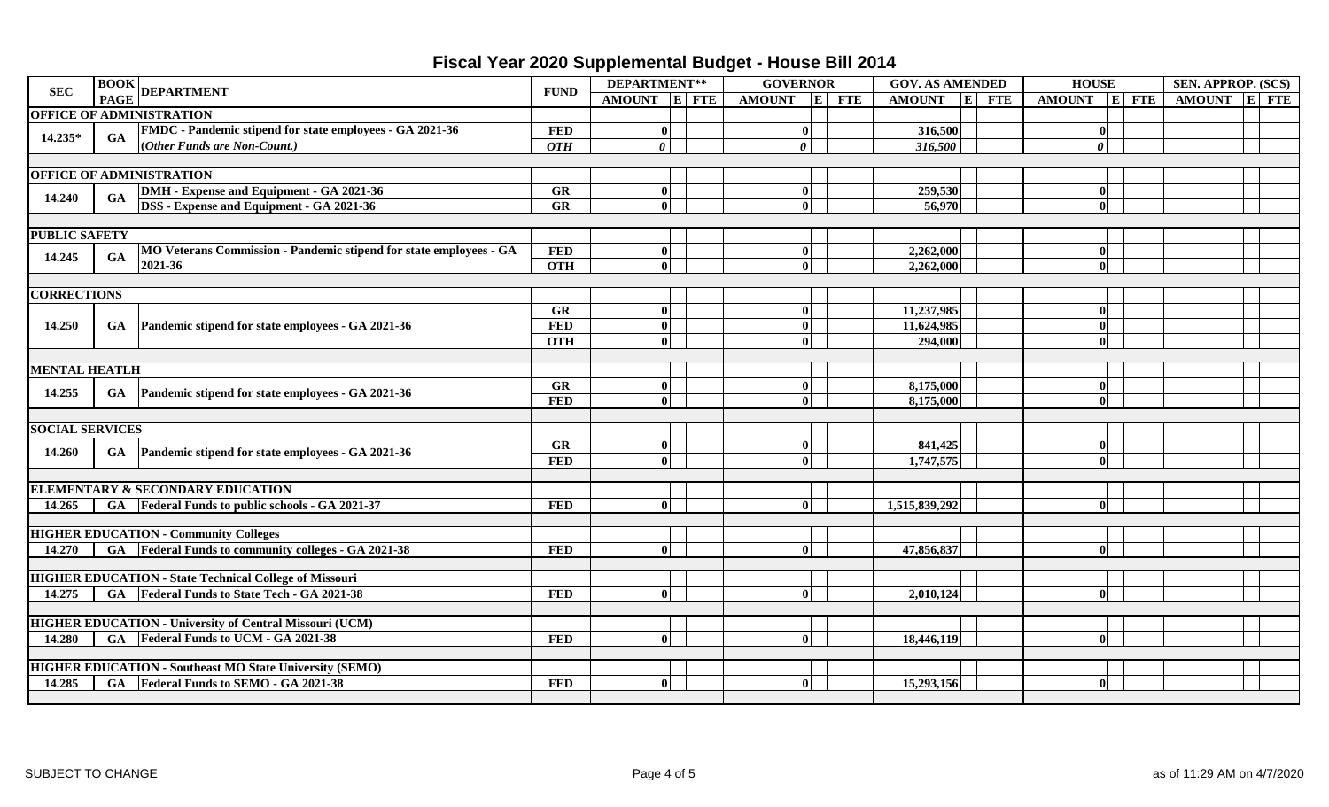# Fiscal Year 2020 Supplemental Budget - House Bill 2014

| SEC | BOOK PAGE | DEPARTMENT | FUND | DEPARTMENT** | | | GOVERNOR | | | GOV. AS AMENDED | | | HOUSE | | | SEN. APPROP. (SCS) | | |
|---|---|---|---|---|---|---|---|---|---|---|---|---|---|---|---|---|---|---|
| | | | | AMOUNT | E | FTE | AMOUNT | E | FTE | AMOUNT | E | FTE | AMOUNT | E | FTE | AMOUNT | E | FTE |
| **OFFICE OF ADMINISTRATION** | | | | | | | | | | | | | | | | | | |
| 14.235* | GA | FMDC - Pandemic stipend for state employees - GA 2021-36 | FED | 0 | | | 0 | | | 316,500 | | | 0 | | | | | |
| | | *(Other Funds are Non-Count.)* | *OTH* | *0* | | | *0* | | | *316,500* | | | *0* | | | | | |
| **OFFICE OF ADMINISTRATION** | | | | | | | | | | | | | | | | | | |
| 14.240 | GA | DMH - Expense and Equipment - GA 2021-36 | GR | 0 | | | 0 | | | 259,530 | | | 0 | | | | | |
| | | DSS - Expense and Equipment - GA 2021-36 | GR | 0 | | | 0 | | | 56,970 | | | 0 | | | | | |
| **PUBLIC SAFETY** | | | | | | | | | | | | | | | | | | |
| 14.245 | GA | MO Veterans Commission - Pandemic stipend for state employees - GA 2021-36 | FED | 0 | | | 0 | | | 2,262,000 | | | 0 | | | | | |
| | | | OTH | 0 | | | 0 | | | 2,262,000 | | | 0 | | | | | |
| **CORRECTIONS** | | | | | | | | | | | | | | | | | | |
| 14.250 | GA | Pandemic stipend for state employees - GA 2021-36 | GR | 0 | | | 0 | | | 11,237,985 | | | 0 | | | | | |
| | | | FED | 0 | | | 0 | | | 11,624,985 | | | 0 | | | | | |
| | | | OTH | 0 | | | 0 | | | 294,000 | | | 0 | | | | | |
| **MENTAL HEATLH** | | | | | | | | | | | | | | | | | | |
| 14.255 | GA | Pandemic stipend for state employees - GA 2021-36 | GR | 0 | | | 0 | | | 8,175,000 | | | 0 | | | | | |
| | | | FED | 0 | | | 0 | | | 8,175,000 | | | 0 | | | | | |
| **SOCIAL SERVICES** | | | | | | | | | | | | | | | | | | |
| 14.260 | GA | Pandemic stipend for state employees - GA 2021-36 | GR | 0 | | | 0 | | | 841,425 | | | 0 | | | | | |
| | | | FED | 0 | | | 0 | | | 1,747,575 | | | 0 | | | | | |
| **ELEMENTARY & SECONDARY EDUCATION** | | | | | | | | | | | | | | | | | | |
| 14.265 | GA | Federal Funds to public schools - GA 2021-37 | FED | 0 | | | 0 | | | 1,515,839,292 | | | 0 | | | | | |
| **HIGHER EDUCATION - Community Colleges** | | | | | | | | | | | | | | | | | | |
| 14.270 | GA | Federal Funds to community colleges - GA 2021-38 | FED | 0 | | | 0 | | | 47,856,837 | | | 0 | | | | | |
| **HIGHER EDUCATION - State Technical College of Missouri** | | | | | | | | | | | | | | | | | | |
| 14.275 | GA | Federal Funds to State Tech - GA 2021-38 | FED | 0 | | | 0 | | | 2,010,124 | | | 0 | | | | | |
| **HIGHER EDUCATION - University of Central Missouri (UCM)** | | | | | | | | | | | | | | | | | | |
| 14.280 | GA | Federal Funds to UCM - GA 2021-38 | FED | 0 | | | 0 | | | 18,446,119 | | | 0 | | | | | |
| **HIGHER EDUCATION - Southeast MO State University (SEMO)** | | | | | | | | | | | | | | | | | | |
| 14.285 | GA | Federal Funds to SEMO - GA 2021-38 | FED | 0 | | | 0 | | | 15,293,156 | | | 0 | | | | | |

SUBJECT TO CHANGE

as of 11:29 AM on 4/7/2020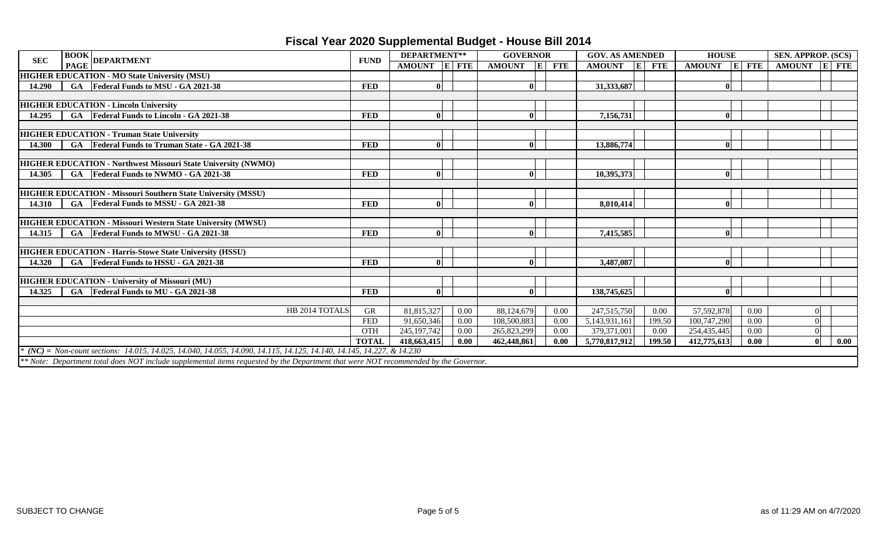# Fiscal Year 2020 Supplemental Budget - House Bill 2014

| SEC | BOOK PAGE | DEPARTMENT | FUND | DEPARTMENT** | | | GOVERNOR | | | GOV. AS AMENDED | | | HOUSE | | | SEN. APPROP. (SCS) | | |
|---|---|---|---|---|---|---|---|---|---|---|---|---|---|---|---|---|---|---|
| | | | | AMOUNT | E | FTE | AMOUNT | E | FTE | AMOUNT | E | FTE | AMOUNT | E | FTE | AMOUNT | E | FTE |
| **HIGHER EDUCATION - MO State University (MSU)** | | | | | | | | | | | | | | | | | | |
| **14.290** | **GA** | **Federal Funds to MSU - GA 2021-38** | **FED** | **0** | | | **0** | | | **31,333,687** | | | **0** | | | | | |
| **HIGHER EDUCATION - Lincoln University** | | | | | | | | | | | | | | | | | | |
| **14.295** | **GA** | **Federal Funds to Lincoln - GA 2021-38** | **FED** | **0** | | | **0** | | | **7,156,731** | | | **0** | | | | | |
| **HIGHER EDUCATION - Truman State University** | | | | | | | | | | | | | | | | | | |
| **14.300** | **GA** | **Federal Funds to Truman State - GA 2021-38** | **FED** | **0** | | | **0** | | | **13,886,774** | | | **0** | | | | | |
| **HIGHER EDUCATION - Northwest Missouri State University (NWMO)** | | | | | | | | | | | | | | | | | | |
| **14.305** | **GA** | **Federal Funds to NWMO - GA 2021-38** | **FED** | **0** | | | **0** | | | **10,395,373** | | | **0** | | | | | |
| **HIGHER EDUCATION - Missouri Southern State University (MSSU)** | | | | | | | | | | | | | | | | | | |
| **14.310** | **GA** | **Federal Funds to MSSU - GA 2021-38** | **FED** | **0** | | | **0** | | | **8,010,414** | | | **0** | | | | | |
| **HIGHER EDUCATION - Missouri Western State University (MWSU)** | | | | | | | | | | | | | | | | | | |
| **14.315** | **GA** | **Federal Funds to MWSU - GA 2021-38** | **FED** | **0** | | | **0** | | | **7,415,585** | | | **0** | | | | | |
| **HIGHER EDUCATION - Harris-Stowe State University (HSSU)** | | | | | | | | | | | | | | | | | | |
| **14.320** | **GA** | **Federal Funds to HSSU - GA 2021-38** | **FED** | **0** | | | **0** | | | **3,487,087** | | | **0** | | | | | |
| **HIGHER EDUCATION - University of Missouri (MU)** | | | | | | | | | | | | | | | | | | |
| **14.325** | **GA** | **Federal Funds to MU - GA 2021-38** | **FED** | **0** | | | **0** | | | **138,745,625** | | | **0** | | | | | |
| | | HB 2014 TOTALS | GR | 81,815,327 | | 0.00 | 88,124,679 | | 0.00 | 247,515,750 | | 0.00 | 57,592,878 | | 0.00 | 0 | | |
| | | | FED | 91,650,346 | | 0.00 | 108,500,883 | | 0.00 | 5,143,931,161 | | 199.50 | 100,747,290 | | 0.00 | 0 | | |
| | | | OTH | 245,197,742 | | 0.00 | 265,823,299 | | 0.00 | 379,371,001 | | 0.00 | 254,435,445 | | 0.00 | 0 | | |
| | | | **TOTAL** | **418,663,415** | | **0.00** | **462,448,861** | | **0.00** | **5,770,817,912** | | **199.50** | **412,775,613** | | **0.00** | **0** | | **0.00** |

*\* (NC) = Non-count sections: 14.015, 14.025, 14.040, 14.055, 14.090, 14.115, 14.125, 14.140, 14.145, 14.227, & 14.230*

*** Note: Department total does NOT include supplemental items requested by the Department that were NOT recommended by the Governor.*

SUBJECT TO CHANGE

as of 11:29 AM on 4/7/2020